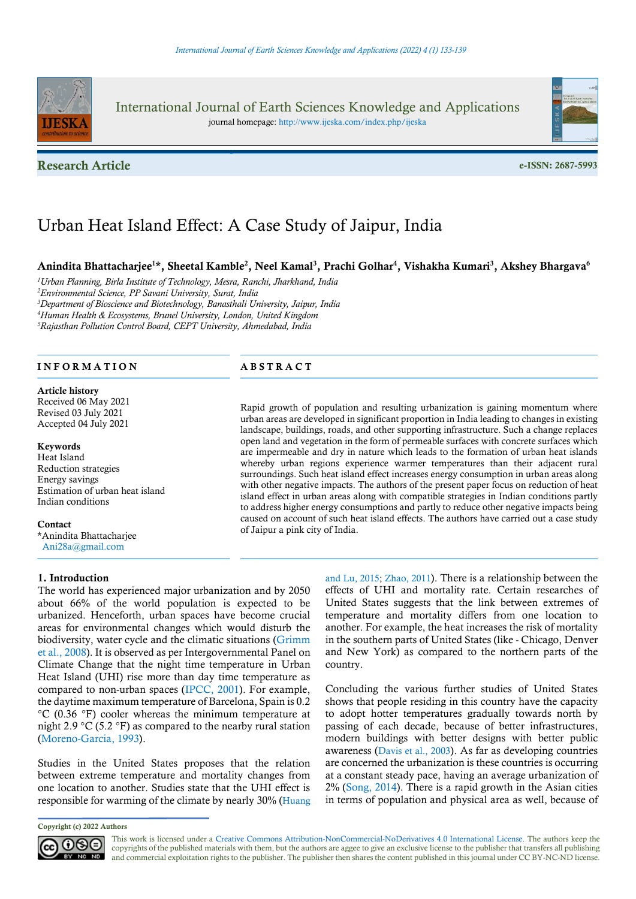International Journal of Earth Sciences Knowledge and Applications

journal homepage: http://www.ijeska.com/index.php/ijeska

**Research Article** e-ISSN: 2687-5993

# Urban Heat Island Effect: A Case Study of Jaipur, India

**Anindita Bhattacharjee[1]*, Sheetal Kamble[2], Neel Kamal[3], Prachi Golhar[4], Vishakha Kumari[3], Akshey Bhargava[6]**

[1]*Urban Planning, Birla Institute of Technology, Mesra, Ranchi, Jharkhand, India*
[2]*Environmental Science, PP Savani University, Surat, India*
[3]*Department of Bioscience and Biotechnology, Banasthali University, Jaipur, India*
[4]*Human Health & Ecosystems, Brunel University, London, United Kingdom*
[5]*Rajasthan Pollution Control Board, CEPT University, Ahmedabad, India*

## INFORMATION

**Article history**
Received 06 May 2021
Revised 03 July 2021
Accepted 04 July 2021

**Keywords**
Heat Island
Reduction strategies
Energy savings
Estimation of urban heat island
Indian conditions

**Contact**
*Anindita Bhattacharjee
Ani28a@gmail.com

## ABSTRACT

Rapid growth of population and resulting urbanization is gaining momentum where urban areas are developed in significant proportion in India leading to changes in existing landscape, buildings, roads, and other supporting infrastructure. Such a change replaces open land and vegetation in the form of permeable surfaces with concrete surfaces which are impermeable and dry in nature which leads to the formation of urban heat islands whereby urban regions experience warmer temperatures than their adjacent rural surroundings. Such heat island effect increases energy consumption in urban areas along with other negative impacts. The authors of the present paper focus on reduction of heat island effect in urban areas along with compatible strategies in Indian conditions partly to address higher energy consumptions and partly to reduce other negative impacts being caused on account of such heat island effects. The authors have carried out a case study of Jaipur a pink city of India.

## 1. Introduction

The world has experienced major urbanization and by 2050 about 66% of the world population is expected to be urbanized. Henceforth, urban spaces have become crucial areas for environmental changes which would disturb the biodiversity, water cycle and the climatic situations (Grimm et al., 2008). It is observed as per Intergovernmental Panel on Climate Change that the night time temperature in Urban Heat Island (UHI) rise more than day time temperature as compared to non-urban spaces (IPCC, 2001). For example, the daytime maximum temperature of Barcelona, Spain is 0.2 °C (0.36 °F) cooler whereas the minimum temperature at night 2.9 °C (5.2 °F) as compared to the nearby rural station (Moreno-Garcia, 1993).

Studies in the United States proposes that the relation between extreme temperature and mortality changes from one location to another. Studies state that the UHI effect is responsible for warming of the climate by nearly 30% (Huang and Lu, 2015; Zhao, 2011). There is a relationship between the effects of UHI and mortality rate. Certain researches of United States suggests that the link between extremes of temperature and mortality differs from one location to another. For example, the heat increases the risk of mortality in the southern parts of United States (like - Chicago, Denver and New York) as compared to the northern parts of the country.

Concluding the various further studies of United States shows that people residing in this country have the capacity to adopt hotter temperatures gradually towards north by passing of each decade, because of better infrastructures, modern buildings with better designs with better public awareness (Davis et al., 2003). As far as developing countries are concerned the urbanization is these countries is occurring at a constant steady pace, having an average urbanization of 2% (Song, 2014). There is a rapid growth in the Asian cities in terms of population and physical area as well, because of

**Copyright (c) 2022 Authors**

This work is licensed under a Creative Commons Attribution-NonCommercial-NoDerivatives 4.0 International License. The authors keep the copyrights of the published materials with them, but the authors are aggee to give an exclusive license to the publisher that transfers all publishing and commercial exploitation rights to the publisher. The publisher then shares the content published in this journal under CC BY-NC-ND license.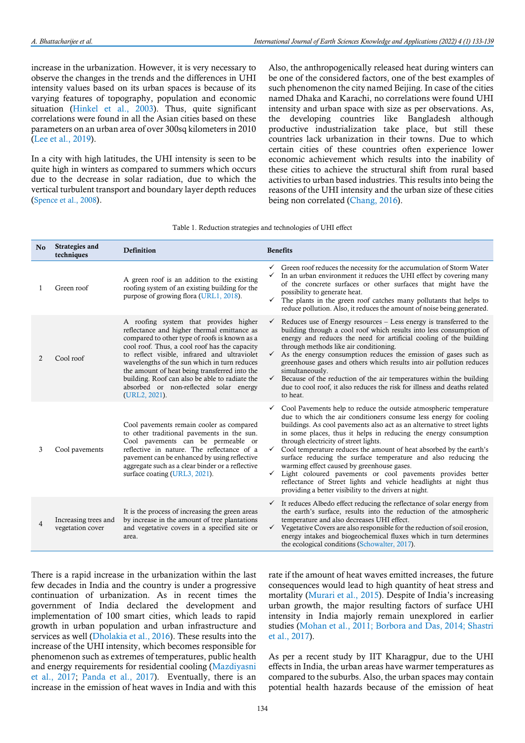increase in the urbanization. However, it is very necessary to observe the changes in the trends and the differences in UHI intensity values based on its urban spaces is because of its varying features of topography, population and economic situation (Hinkel et al., 2003). Thus, quite significant correlations were found in all the Asian cities based on these parameters on an urban area of over 300sq kilometers in 2010 (Lee et al., 2019).

In a city with high latitudes, the UHI intensity is seen to be quite high in winters as compared to summers which occurs due to the decrease in solar radiation, due to which the vertical turbulent transport and boundary layer depth reduces (Spence et al., 2008).

Also, the anthropogenically released heat during winters can be one of the considered factors, one of the best examples of such phenomenon the city named Beijing. In case of the cities named Dhaka and Karachi, no correlations were found UHI intensity and urban space with size as per observations. As, the developing countries like Bangladesh although productive industrialization take place, but still these countries lack urbanization in their towns. Due to which certain cities of these countries often experience lower economic achievement which results into the inability of these cities to achieve the structural shift from rural based activities to urban based industries. This results into being the reasons of the UHI intensity and the urban size of these cities being non correlated (Chang, 2016).

Table 1. Reduction strategies and technologies of UHI effect

| No | Strategies and techniques | Definition | Benefits |
|---|---|---|---|
| 1 | Green roof | A green roof is an addition to the existing roofing system of an existing building for the purpose of growing flora (URL1, 2018). | ✓ Green roof reduces the necessity for the accumulation of Storm Water<br>✓ In an urban environment it reduces the UHI effect by covering many of the concrete surfaces or other surfaces that might have the possibility to generate heat.<br>✓ The plants in the green roof catches many pollutants that helps to reduce pollution. Also, it reduces the amount of noise being generated. |
| 2 | Cool roof | A roofing system that provides higher reflectance and higher thermal emittance as compared to other type of roofs is known as a cool roof. Thus, a cool roof has the capacity to reflect visible, infrared and ultraviolet wavelengths of the sun which in turn reduces the amount of heat being transferred into the building. Roof can also be able to radiate the absorbed or non-reflected solar energy (URL2, 2021). | ✓ Reduces use of Energy resources – Less energy is transferred to the building through a cool roof which results into less consumption of energy and reduces the need for artificial cooling of the building through methods like air conditioning.<br>✓ As the energy consumption reduces the emission of gases such as greenhouse gases and others which results into air pollution reduces simultaneously.<br>✓ Because of the reduction of the air temperatures within the building due to cool roof, it also reduces the risk for illness and deaths related to heat. |
| 3 | Cool pavements | Cool pavements remain cooler as compared to other traditional pavements in the sun. Cool pavements can be permeable or reflective in nature. The reflectance of a pavement can be enhanced by using reflective aggregate such as a clear binder or a reflective surface coating (URL3, 2021). | ✓ Cool Pavements help to reduce the outside atmospheric temperature due to which the air conditioners consume less energy for cooling buildings. As cool pavements also act as an alternative to street lights in some places, thus it helps in reducing the energy consumption through electricity of street lights.<br>✓ Cool temperature reduces the amount of heat absorbed by the earth's surface reducing the surface temperature and also reducing the warming effect caused by greenhouse gases.<br>✓ Light coloured pavements or cool pavements provides better reflectance of Street lights and vehicle headlights at night thus providing a better visibility to the drivers at night. |
| 4 | Increasing trees and vegetation cover | It is the process of increasing the green areas by increase in the amount of tree plantations and vegetative covers in a specified site or area. | ✓ It reduces Albedo effect reducing the reflectance of solar energy from the earth's surface, results into the reduction of the atmospheric temperature and also decreases UHI effect.<br>✓ Vegetative Covers are also responsible for the reduction of soil erosion, energy intakes and biogeochemical fluxes which in turn determines the ecological conditions (Schowalter, 2017). |

There is a rapid increase in the urbanization within the last few decades in India and the country is under a progressive continuation of urbanization. As in recent times the government of India declared the development and implementation of 100 smart cities, which leads to rapid growth in urban population and urban infrastructure and services as well (Dholakia et al., 2016). These results into the increase of the UHI intensity, which becomes responsible for phenomenon such as extremes of temperatures, public health and energy requirements for residential cooling (Mazdiyasni et al., 2017; Panda et al., 2017). Eventually, there is an increase in the emission of heat waves in India and with this rate if the amount of heat waves emitted increases, the future consequences would lead to high quantity of heat stress and mortality (Murari et al., 2015). Despite of India's increasing urban growth, the major resulting factors of surface UHI intensity in India majorly remain unexplored in earlier studies (Mohan et al., 2011; Borbora and Das, 2014; Shastri et al., 2017).

As per a recent study by IIT Kharagpur, due to the UHI effects in India, the urban areas have warmer temperatures as compared to the suburbs. Also, the urban spaces may contain potential health hazards because of the emission of heat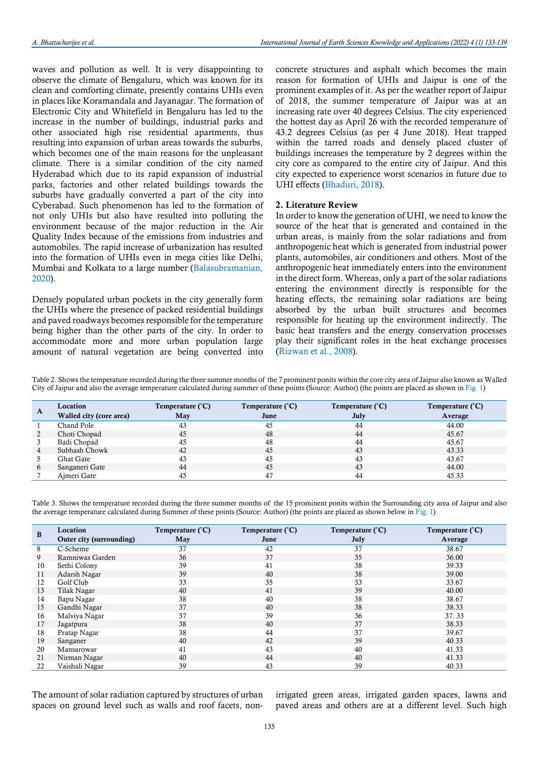waves and pollution as well. It is very disappointing to observe the climate of Bengaluru, which was known for its clean and comforting climate, presently contains UHIs even in places like Koramandala and Jayanagar. The formation of Electronic City and Whitefield in Bengaluru has led to the increase in the number of buildings, industrial parks and other associated high rise residential apartments, thus resulting into expansion of urban areas towards the suburbs, which becomes one of the main reasons for the unpleasant climate. There is a similar condition of the city named Hyderabad which due to its rapid expansion of industrial parks, factories and other related buildings towards the suburbs have gradually converted a part of the city into Cyberabad. Such phenomenon has led to the formation of not only UHIs but also have resulted into polluting the environment because of the major reduction in the Air Quality Index because of the emissions from industries and automobiles. The rapid increase of urbanization has resulted into the formation of UHIs even in mega cities like Delhi, Mumbai and Kolkata to a large number (Balasubramanian, 2020).

Densely populated urban pockets in the city generally form the UHIs where the presence of packed residential buildings and paved roadways becomes responsible for the temperature being higher than the other parts of the city. In order to accommodate more and more urban population large amount of natural vegetation are being converted into concrete structures and asphalt which becomes the main reason for formation of UHIs and Jaipur is one of the prominent examples of it. As per the weather report of Jaipur of 2018, the summer temperature of Jaipur was at an increasing rate over 40 degrees Celsius. The city experienced the hottest day as April 26 with the recorded temperature of 43.2 degrees Celsius (as per 4 June 2018). Heat trapped within the tarred roads and densely placed cluster of buildings increases the temperature by 2 degrees within the city core as compared to the entire city of Jaipur. And this city expected to experience worst scenarios in future due to UHI effects (Bhaduri, 2018).

## 2. Literature Review

In order to know the generation of UHI, we need to know the source of the heat that is generated and contained in the urban areas, is mainly from the solar radiations and from anthropogenic heat which is generated from industrial power plants, automobiles, air conditioners and others. Most of the anthropogenic heat immediately enters into the environment in the direct form. Whereas, only a part of the solar radiations entering the environment directly is responsible for the heating effects, the remaining solar radiations are being absorbed by the urban built structures and becomes responsible for heating up the environment indirectly. The basic heat transfers and the energy conservation processes play their significant roles in the heat exchange processes (Rizwan et al., 2008).

Table 2. Shows the temperature recorded during the three summer months of the 7 prominent ponits within the core city area of Jaipur also known as Walled City of Jaipur and also the average temperature calculated during summer of these points (Source: Author) (the points are placed as shown in Fig. 1)

| A | Location<br>Walled city (core area) | Temperature (˚C)<br>May | Temperature (˚C)<br>June | Temperature (˚C)<br>July | Temperature (˚C)<br>Average |
|---|---|---|---|---|---|
| 1 | Chand Pole | 43 | 45 | 44 | 44.00 |
| 2 | Choti Chopad | 45 | 48 | 44 | 45.67 |
| 3 | Badi Chopad | 45 | 48 | 44 | 45.67 |
| 4 | Subhash Chowk | 42 | 45 | 43 | 43.33 |
| 5 | Ghat Gate | 43 | 45 | 43 | 43.67 |
| 6 | Sanganeri Gate | 44 | 45 | 43 | 44.00 |
| 7 | Ajmeri Gate | 45 | 47 | 44 | 45.33 |

Table 3. Shows the temperature recorded during the three summer months of the 15 prominent ponits within the Surrounding city area of Jaipur and also the average temperature calculated during Summer of these points (Source: Author) (the points are placed as shown below in Fig. 1)

| B | Location<br>Outer city (surrounding) | Temperature (˚C)<br>May | Temperature (˚C)<br>June | Temperature (˚C)<br>July | Temperature (˚C)<br>Average |
|---|---|---|---|---|---|
| 8 | C-Scheme | 37 | 42 | 37 | 38.67 |
| 9 | Ramniwas Garden | 36 | 37 | 35 | 36.00 |
| 10 | Sethi Colony | 39 | 41 | 38 | 39.33 |
| 11 | Adarsh Nagar | 39 | 40 | 38 | 39.00 |
| 12 | Golf Club | 33 | 35 | 33 | 33.67 |
| 13 | Tilak Nagar | 40 | 41 | 39 | 40.00 |
| 14 | Bapu Nagar | 38 | 40 | 38 | 38.67 |
| 15 | Gandhi Nagar | 37 | 40 | 38 | 38.33 |
| 16 | Malviya Nagar | 37 | 39 | 36 | 37. 33 |
| 17 | Jagatpura | 38 | 40 | 37 | 38.33 |
| 18 | Pratap Nagar | 38 | 44 | 37 | 39.67 |
| 19 | Sanganer | 40 | 42 | 39 | 40.33 |
| 20 | Mansarowar | 41 | 43 | 40 | 41.33 |
| 21 | Nirman Nagar | 40 | 44 | 40 | 41.33 |
| 22 | Vaishali Nagar | 39 | 43 | 39 | 40.33 |

The amount of solar radiation captured by structures of urban spaces on ground level such as walls and roof facets, non-irrigated green areas, irrigated garden spaces, lawns and paved areas and others are at a different level. Such high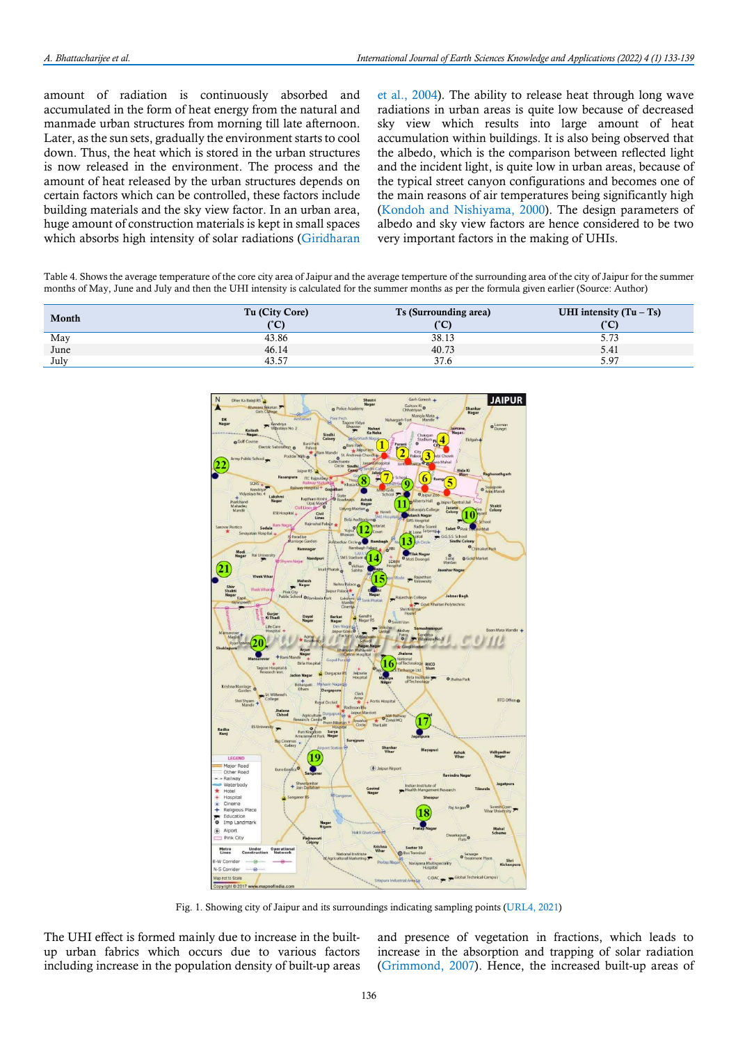amount of radiation is continuously absorbed and accumulated in the form of heat energy from the natural and manmade urban structures from morning till late afternoon. Later, as the sun sets, gradually the environment starts to cool down. Thus, the heat which is stored in the urban structures is now released in the environment. The process and the amount of heat released by the urban structures depends on certain factors which can be controlled, these factors include building materials and the sky view factor. In an urban area, huge amount of construction materials is kept in small spaces which absorbs high intensity of solar radiations (Giridharan et al., 2004). The ability to release heat through long wave radiations in urban areas is quite low because of decreased sky view which results into large amount of heat accumulation within buildings. It is also being observed that the albedo, which is the comparison between reflected light and the incident light, is quite low in urban areas, because of the typical street canyon configurations and becomes one of the main reasons of air temperatures being significantly high (Kondoh and Nishiyama, 2000). The design parameters of albedo and sky view factors are hence considered to be two very important factors in the making of UHIs.

Table 4. Shows the average temperature of the core city area of Jaipur and the average temperture of the surrounding area of the city of Jaipur for the summer months of May, June and July and then the UHI intensity is calculated for the summer months as per the formula given earlier (Source: Author)

| Month | Tu (City Core) (˚C) | Ts (Surrounding area) (˚C) | UHI intensity (Tu – Ts) (˚C) |
|---|---|---|---|
| May | 43.86 | 38.13 | 5.73 |
| June | 46.14 | 40.73 | 5.41 |
| July | 43.57 | 37.6 | 5.97 |

Fig. 1. Showing city of Jaipur and its surroundings indicating sampling points (URL4, 2021)

The UHI effect is formed mainly due to increase in the built-up urban fabrics which occurs due to various factors including increase in the population density of built-up areas and presence of vegetation in fractions, which leads to increase in the absorption and trapping of solar radiation (Grimmond, 2007). Hence, the increased built-up areas of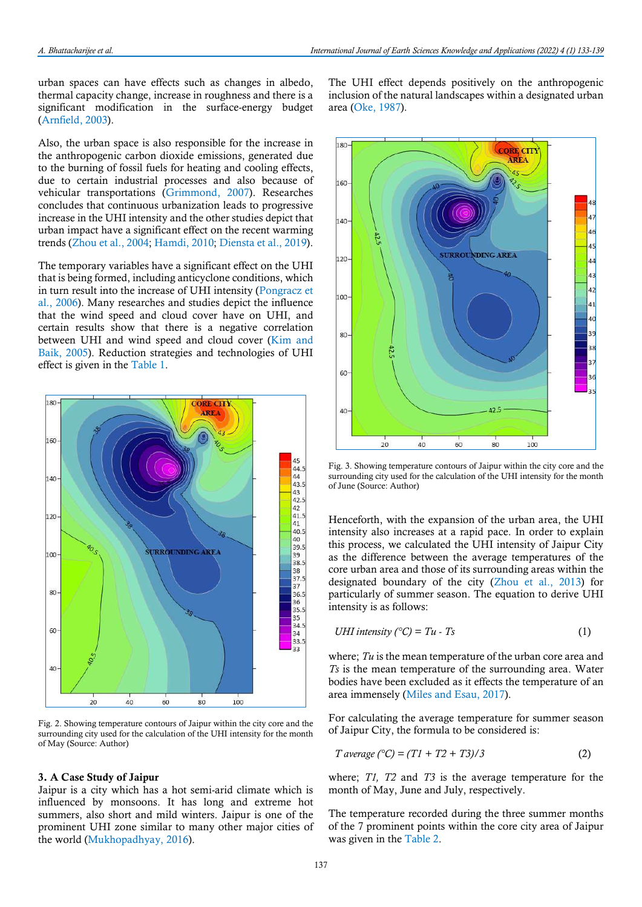urban spaces can have effects such as changes in albedo, thermal capacity change, increase in roughness and there is a significant modification in the surface-energy budget (Arnfield, 2003).

Also, the urban space is also responsible for the increase in the anthropogenic carbon dioxide emissions, generated due to the burning of fossil fuels for heating and cooling effects, due to certain industrial processes and also because of vehicular transportations (Grimmond, 2007). Researches concludes that continuous urbanization leads to progressive increase in the UHI intensity and the other studies depict that urban impact have a significant effect on the recent warming trends (Zhou et al., 2004; Hamdi, 2010; Diensta et al., 2019).

The temporary variables have a significant effect on the UHI that is being formed, including anticyclone conditions, which in turn result into the increase of UHI intensity (Pongracz et al., 2006). Many researches and studies depict the influence that the wind speed and cloud cover have on UHI, and certain results show that there is a negative correlation between UHI and wind speed and cloud cover (Kim and Baik, 2005). Reduction strategies and technologies of UHI effect is given in the Table 1.

Fig. 2. Showing temperature contours of Jaipur within the city core and the surrounding city used for the calculation of the UHI intensity for the month of May (Source: Author)

## 3. A Case Study of Jaipur

Jaipur is a city which has a hot semi-arid climate which is influenced by monsoons. It has long and extreme hot summers, also short and mild winters. Jaipur is one of the prominent UHI zone similar to many other major cities of the world (Mukhopadhyay, 2016).

The UHI effect depends positively on the anthropogenic inclusion of the natural landscapes within a designated urban area (Oke, 1987).

Fig. 3. Showing temperature contours of Jaipur within the city core and the surrounding city used for the calculation of the UHI intensity for the month of June (Source: Author)

Henceforth, with the expansion of the urban area, the UHI intensity also increases at a rapid pace. In order to explain this process, we calculated the UHI intensity of Jaipur City as the difference between the average temperatures of the core urban area and those of its surrounding areas within the designated boundary of the city (Zhou et al., 2013) for particularly of summer season. The equation to derive UHI intensity is as follows:

$$UHI\ intensity\ (°C) = Tu - Ts \qquad (1)$$

where; $Tu$ is the mean temperature of the urban core area and $Ts$ is the mean temperature of the surrounding area. Water bodies have been excluded as it effects the temperature of an area immensely (Miles and Esau, 2017).

For calculating the average temperature for summer season of Jaipur City, the formula to be considered is:

$$T\ average\ (°C) = (T1 + T2 + T3)/3 \qquad (2)$$

where; $T1$, $T2$ and $T3$ is the average temperature for the month of May, June and July, respectively.

The temperature recorded during the three summer months of the 7 prominent points within the core city area of Jaipur was given in the Table 2.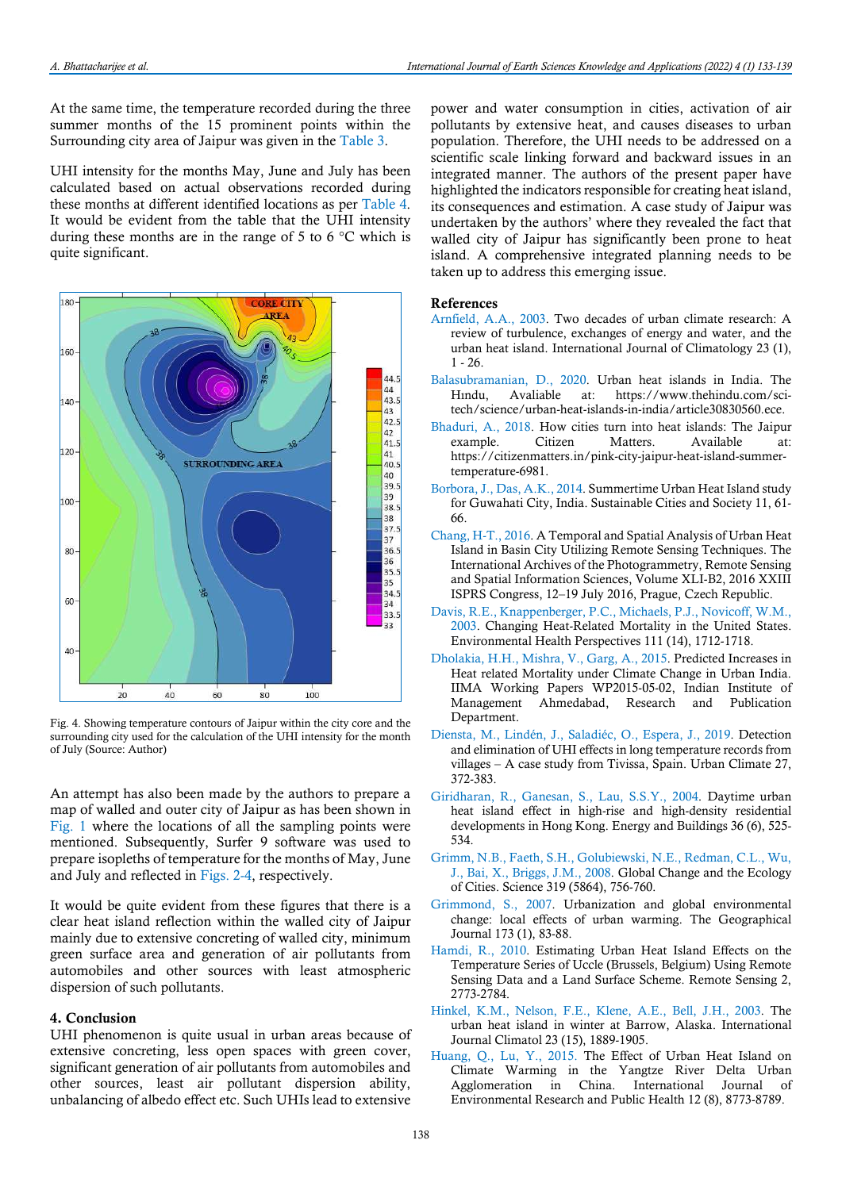At the same time, the temperature recorded during the three summer months of the 15 prominent points within the Surrounding city area of Jaipur was given in the Table 3.

UHI intensity for the months May, June and July has been calculated based on actual observations recorded during these months at different identified locations as per Table 4. It would be evident from the table that the UHI intensity during these months are in the range of 5 to 6 °C which is quite significant.

Fig. 4. Showing temperature contours of Jaipur within the city core and the surrounding city used for the calculation of the UHI intensity for the month of July (Source: Author)

An attempt has also been made by the authors to prepare a map of walled and outer city of Jaipur as has been shown in Fig. 1 where the locations of all the sampling points were mentioned. Subsequently, Surfer 9 software was used to prepare isopleths of temperature for the months of May, June and July and reflected in Figs. 2-4, respectively.

It would be quite evident from these figures that there is a clear heat island reflection within the walled city of Jaipur mainly due to extensive concreting of walled city, minimum green surface area and generation of air pollutants from automobiles and other sources with least atmospheric dispersion of such pollutants.

## 4. Conclusion

UHI phenomenon is quite usual in urban areas because of extensive concreting, less open spaces with green cover, significant generation of air pollutants from automobiles and other sources, least air pollutant dispersion ability, unbalancing of albedo effect etc. Such UHIs lead to extensive power and water consumption in cities, activation of air pollutants by extensive heat, and causes diseases to urban population. Therefore, the UHI needs to be addressed on a scientific scale linking forward and backward issues in an integrated manner. The authors of the present paper have highlighted the indicators responsible for creating heat island, its consequences and estimation. A case study of Jaipur was undertaken by the authors' where they revealed the fact that walled city of Jaipur has significantly been prone to heat island. A comprehensive integrated planning needs to be taken up to address this emerging issue.

## References

Arnfield, A.A., 2003. Two decades of urban climate research: A review of turbulence, exchanges of energy and water, and the urban heat island. International Journal of Climatology 23 (1), 1 - 26.

Balasubramanian, D., 2020. Urban heat islands in India. The Hındu, Avaliable at: https://www.thehindu.com/sci-tech/science/urban-heat-islands-in-india/article30830560.ece.

Bhaduri, A., 2018. How cities turn into heat islands: The Jaipur example. Citizen Matters. Available at: https://citizenmatters.in/pink-city-jaipur-heat-island-summer-temperature-6981.

Borbora, J., Das, A.K., 2014. Summertime Urban Heat Island study for Guwahati City, India. Sustainable Cities and Society 11, 61-66.

Chang, H-T., 2016. A Temporal and Spatial Analysis of Urban Heat Island in Basin City Utilizing Remote Sensing Techniques. The International Archives of the Photogrammetry, Remote Sensing and Spatial Information Sciences, Volume XLI-B2, 2016 XXIII ISPRS Congress, 12–19 July 2016, Prague, Czech Republic.

Davis, R.E., Knappenberger, P.C., Michaels, P.J., Novicoff, W.M., 2003. Changing Heat-Related Mortality in the United States. Environmental Health Perspectives 111 (14), 1712-1718.

Dholakia, H.H., Mishra, V., Garg, A., 2015. Predicted Increases in Heat related Mortality under Climate Change in Urban India. IIMA Working Papers WP2015-05-02, Indian Institute of Management Ahmedabad, Research and Publication Department.

Diensta, M., Lindén, J., Saladiéc, O., Espera, J., 2019. Detection and elimination of UHI effects in long temperature records from villages – A case study from Tivissa, Spain. Urban Climate 27, 372-383.

Giridharan, R., Ganesan, S., Lau, S.S.Y., 2004. Daytime urban heat island effect in high-rise and high-density residential developments in Hong Kong. Energy and Buildings 36 (6), 525-534.

Grimm, N.B., Faeth, S.H., Golubiewski, N.E., Redman, C.L., Wu, J., Bai, X., Briggs, J.M., 2008. Global Change and the Ecology of Cities. Science 319 (5864), 756-760.

Grimmond, S., 2007. Urbanization and global environmental change: local effects of urban warming. The Geographical Journal 173 (1), 83-88.

Hamdi, R., 2010. Estimating Urban Heat Island Effects on the Temperature Series of Uccle (Brussels, Belgium) Using Remote Sensing Data and a Land Surface Scheme. Remote Sensing 2, 2773-2784.

Hinkel, K.M., Nelson, F.E., Klene, A.E., Bell, J.H., 2003. The urban heat island in winter at Barrow, Alaska. International Journal Climatol 23 (15), 1889-1905.

Huang, Q., Lu, Y., 2015. The Effect of Urban Heat Island on Climate Warming in the Yangtze River Delta Urban Agglomeration in China. International Journal of Environmental Research and Public Health 12 (8), 8773-8789.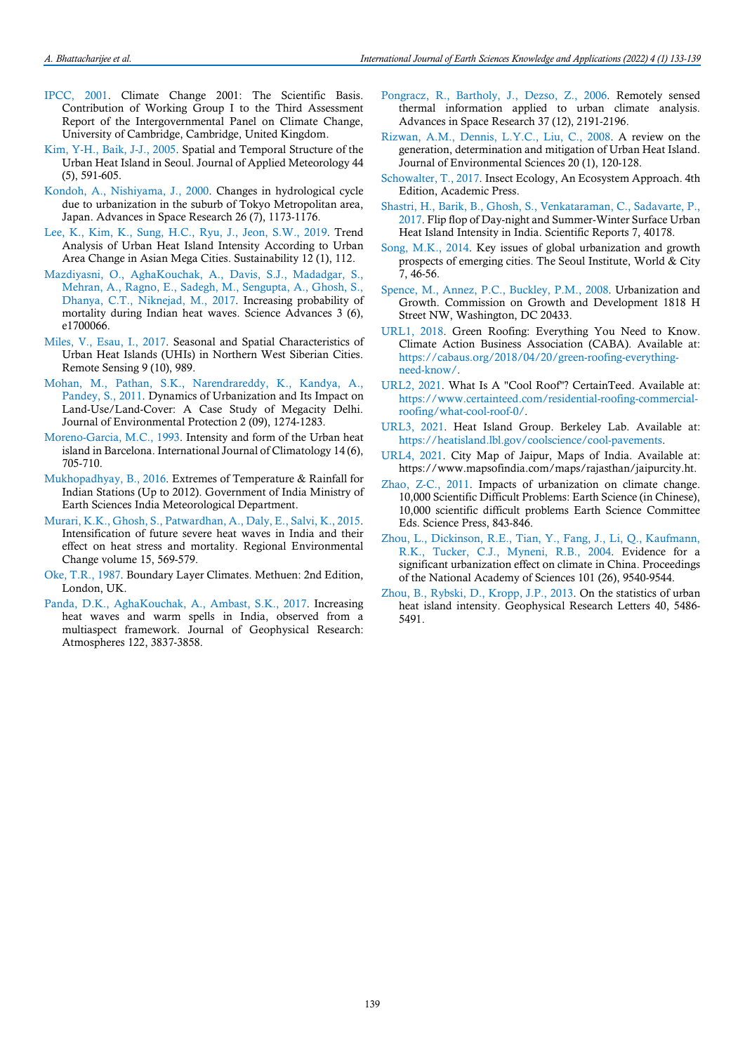IPCC, 2001. Climate Change 2001: The Scientific Basis. Contribution of Working Group I to the Third Assessment Report of the Intergovernmental Panel on Climate Change, University of Cambridge, Cambridge, United Kingdom.

Kim, Y-H., Baik, J-J., 2005. Spatial and Temporal Structure of the Urban Heat Island in Seoul. Journal of Applied Meteorology 44 (5), 591-605.

Kondoh, A., Nishiyama, J., 2000. Changes in hydrological cycle due to urbanization in the suburb of Tokyo Metropolitan area, Japan. Advances in Space Research 26 (7), 1173-1176.

Lee, K., Kim, K., Sung, H.C., Ryu, J., Jeon, S.W., 2019. Trend Analysis of Urban Heat Island Intensity According to Urban Area Change in Asian Mega Cities. Sustainability 12 (1), 112.

Mazdiyasni, O., AghaKouchak, A., Davis, S.J., Madadgar, S., Mehran, A., Ragno, E., Sadegh, M., Sengupta, A., Ghosh, S., Dhanya, C.T., Niknejad, M., 2017. Increasing probability of mortality during Indian heat waves. Science Advances 3 (6), e1700066.

Miles, V., Esau, I., 2017. Seasonal and Spatial Characteristics of Urban Heat Islands (UHIs) in Northern West Siberian Cities. Remote Sensing 9 (10), 989.

Mohan, M., Pathan, S.K., Narendrareddy, K., Kandya, A., Pandey, S., 2011. Dynamics of Urbanization and Its Impact on Land-Use/Land-Cover: A Case Study of Megacity Delhi. Journal of Environmental Protection 2 (09), 1274-1283.

Moreno-Garcia, M.C., 1993. Intensity and form of the Urban heat island in Barcelona. International Journal of Climatology 14 (6), 705-710.

Mukhopadhyay, B., 2016. Extremes of Temperature & Rainfall for Indian Stations (Up to 2012). Government of India Ministry of Earth Sciences India Meteorological Department.

Murari, K.K., Ghosh, S., Patwardhan, A., Daly, E., Salvi, K., 2015. Intensification of future severe heat waves in India and their effect on heat stress and mortality. Regional Environmental Change volume 15, 569-579.

Oke, T.R., 1987. Boundary Layer Climates. Methuen: 2nd Edition, London, UK.

Panda, D.K., AghaKouchak, A., Ambast, S.K., 2017. Increasing heat waves and warm spells in India, observed from a multiaspect framework. Journal of Geophysical Research: Atmospheres 122, 3837-3858.

Pongracz, R., Bartholy, J., Dezso, Z., 2006. Remotely sensed thermal information applied to urban climate analysis. Advances in Space Research 37 (12), 2191-2196.

Rizwan, A.M., Dennis, L.Y.C., Liu, C., 2008. A review on the generation, determination and mitigation of Urban Heat Island. Journal of Environmental Sciences 20 (1), 120-128.

Schowalter, T., 2017. Insect Ecology, An Ecosystem Approach. 4th Edition, Academic Press.

Shastri, H., Barik, B., Ghosh, S., Venkataraman, C., Sadavarte, P., 2017. Flip flop of Day-night and Summer-Winter Surface Urban Heat Island Intensity in India. Scientific Reports 7, 40178.

Song, M.K., 2014. Key issues of global urbanization and growth prospects of emerging cities. The Seoul Institute, World & City 7, 46-56.

Spence, M., Annez, P.C., Buckley, P.M., 2008. Urbanization and Growth. Commission on Growth and Development 1818 H Street NW, Washington, DC 20433.

URL1, 2018. Green Roofing: Everything You Need to Know. Climate Action Business Association (CABA). Available at: https://cabaus.org/2018/04/20/green-roofing-everything-need-know/.

URL2, 2021. What Is A "Cool Roof"? CertainTeed. Available at: https://www.certainteed.com/residential-roofing-commercial-roofing/what-cool-roof-0/.

URL3, 2021. Heat Island Group. Berkeley Lab. Available at: https://heatisland.lbl.gov/coolscience/cool-pavements.

URL4, 2021. City Map of Jaipur, Maps of India. Available at: https://www.mapsofindia.com/maps/rajasthan/jaipurcity.ht.

Zhao, Z-C., 2011. Impacts of urbanization on climate change. 10,000 Scientific Difficult Problems: Earth Science (in Chinese), 10,000 scientific difficult problems Earth Science Committee Eds. Science Press, 843-846.

Zhou, L., Dickinson, R.E., Tian, Y., Fang, J., Li, Q., Kaufmann, R.K., Tucker, C.J., Myneni, R.B., 2004. Evidence for a significant urbanization effect on climate in China. Proceedings of the National Academy of Sciences 101 (26), 9540-9544.

Zhou, B., Rybski, D., Kropp, J.P., 2013. On the statistics of urban heat island intensity. Geophysical Research Letters 40, 5486-5491.